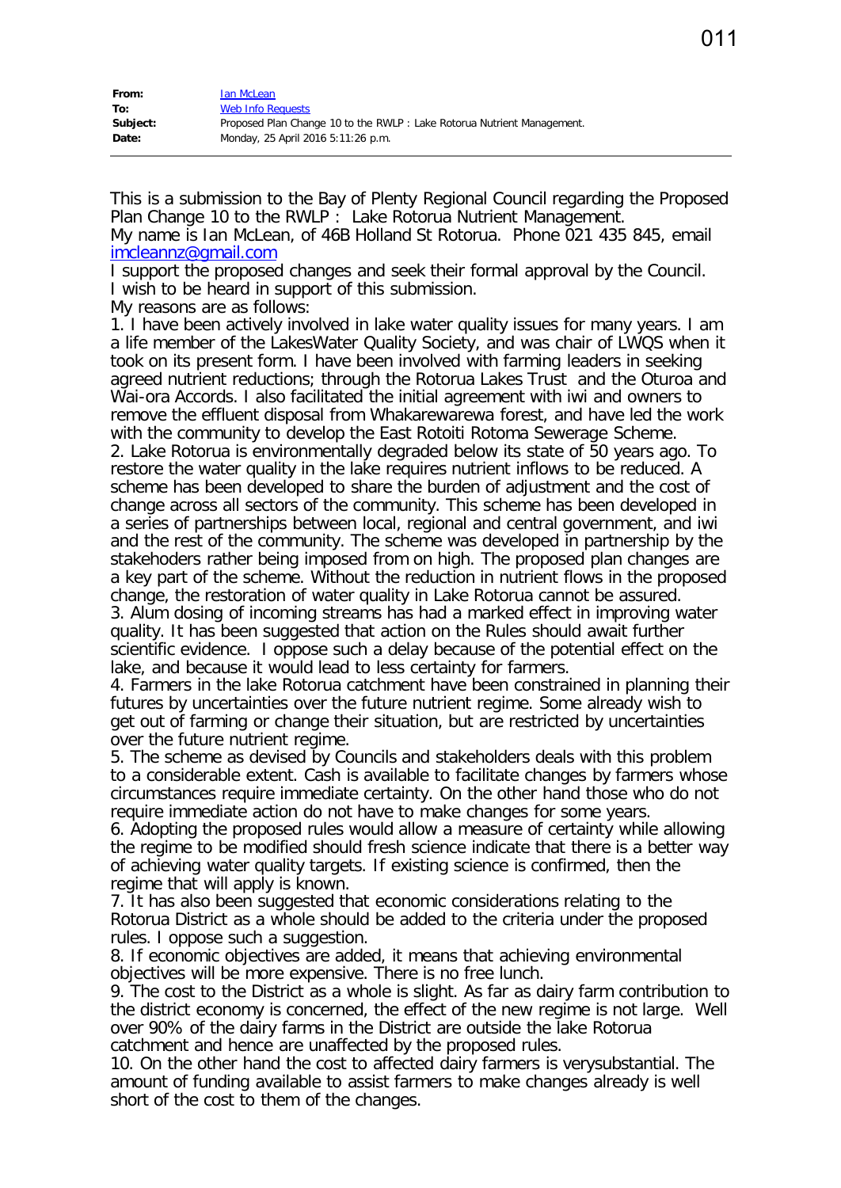011

| | |
|---|---|
| **From:** | Ian McLean |
| **To:** | Web Info Requests |
| **Subject:** | Proposed Plan Change 10 to the RWLP : Lake Rotorua Nutrient Management. |
| **Date:** | Monday, 25 April 2016 5:11:26 p.m. |

This is a submission to the Bay of Plenty Regional Council regarding the Proposed Plan Change 10 to the RWLP : Lake Rotorua Nutrient Management.
My name is Ian McLean, of 46B Holland St Rotorua. Phone 021 435 845, email imcleannz@gmail.com
I support the proposed changes and seek their formal approval by the Council.
I wish to be heard in support of this submission.
My reasons are as follows:

1. I have been actively involved in lake water quality issues for many years. I am a life member of the LakesWater Quality Society, and was chair of LWQS when it took on its present form. I have been involved with farming leaders in seeking agreed nutrient reductions; through the Rotorua Lakes Trust and the Oturoa and Wai-ora Accords. I also facilitated the initial agreement with iwi and owners to remove the effluent disposal from Whakarewarewa forest, and have led the work with the community to develop the East Rotoiti Rotoma Sewerage Scheme.
2. Lake Rotorua is environmentally degraded below its state of 50 years ago. To restore the water quality in the lake requires nutrient inflows to be reduced. A scheme has been developed to share the burden of adjustment and the cost of change across all sectors of the community. This scheme has been developed in a series of partnerships between local, regional and central government, and iwi and the rest of the community. The scheme was developed in partnership by the stakehoders rather being imposed from on high. The proposed plan changes are a key part of the scheme. Without the reduction in nutrient flows in the proposed change, the restoration of water quality in Lake Rotorua cannot be assured.
3. Alum dosing of incoming streams has had a marked effect in improving water quality. It has been suggested that action on the Rules should await further scientific evidence. I oppose such a delay because of the potential effect on the lake, and because it would lead to less certainty for farmers.
4. Farmers in the lake Rotorua catchment have been constrained in planning their futures by uncertainties over the future nutrient regime. Some already wish to get out of farming or change their situation, but are restricted by uncertainties over the future nutrient regime.
5. The scheme as devised by Councils and stakeholders deals with this problem to a considerable extent. Cash is available to facilitate changes by farmers whose circumstances require immediate certainty. On the other hand those who do not require immediate action do not have to make changes for some years.
6. Adopting the proposed rules would allow a measure of certainty while allowing the regime to be modified should fresh science indicate that there is a better way of achieving water quality targets. If existing science is confirmed, then the regime that will apply is known.
7. It has also been suggested that economic considerations relating to the Rotorua District as a whole should be added to the criteria under the proposed rules. I oppose such a suggestion.
8. If economic objectives are added, it means that achieving environmental objectives will be more expensive. There is no free lunch.
9. The cost to the District as a whole is slight. As far as dairy farm contribution to the district economy is concerned, the effect of the new regime is not large. Well over 90% of the dairy farms in the District are outside the lake Rotorua catchment and hence are unaffected by the proposed rules.
10. On the other hand the cost to affected dairy farmers is verysubstantial. The amount of funding available to assist farmers to make changes already is well short of the cost to them of the changes.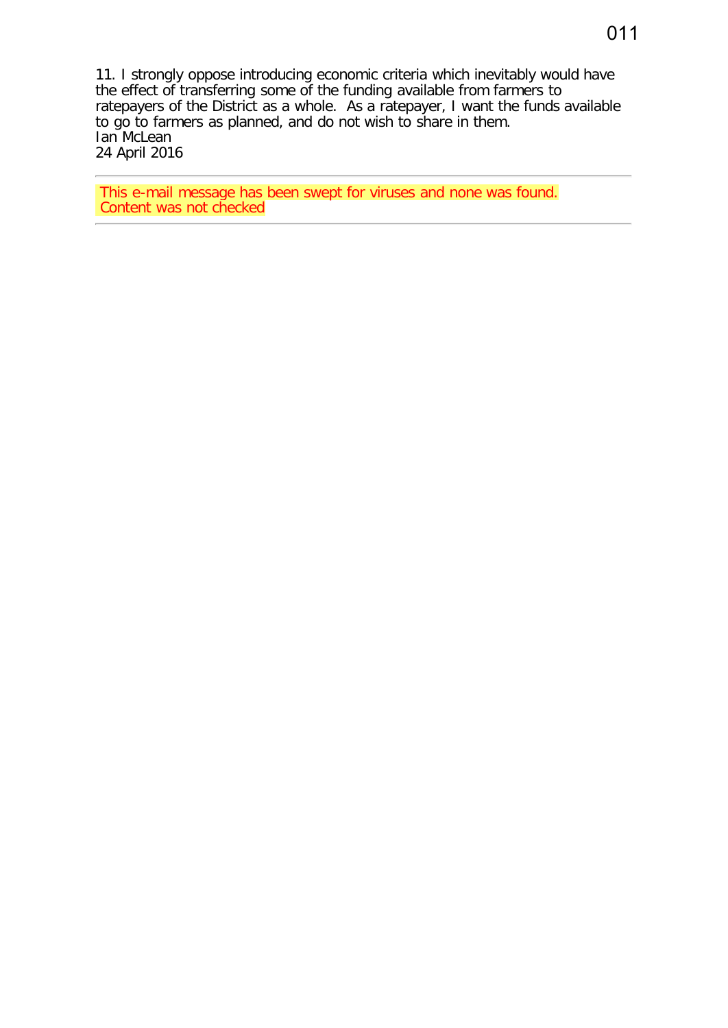11. I strongly oppose introducing economic criteria which inevitably would have the effect of transferring some of the funding available from farmers to ratepayers of the District as a whole. As a ratepayer, I want the funds available to go to farmers as planned, and do not wish to share in them.

Ian McLean

24 April 2016

---

This e-mail message has been swept for viruses and none was found.
Content was not checked

---